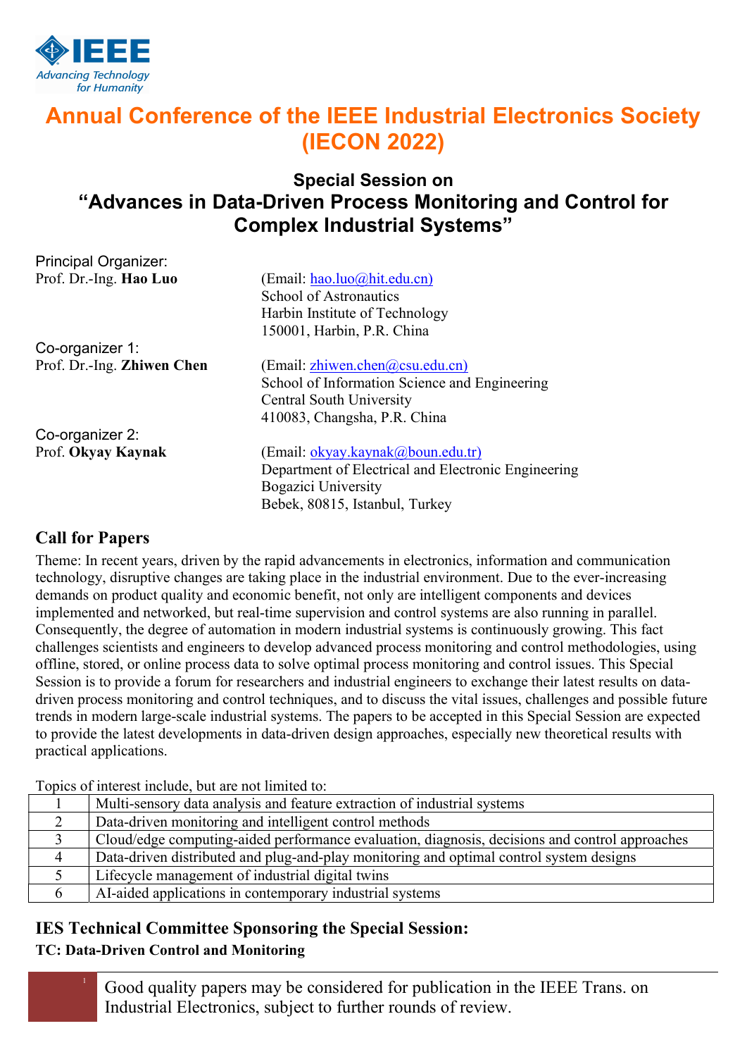# Annual Conference of the IEEE Industrial Electronics Society (IECON 2022)

## Special Session on
## "Advances in Data-Driven Process Monitoring and Control for Complex Industrial Systems"

Principal Organizer:
Prof. Dr.-Ing. **Hao Luo**
(Email: hao.luo@hit.edu.cn)
School of Astronautics
Harbin Institute of Technology
150001, Harbin, P.R. China

Co-organizer 1:
Prof. Dr.-Ing. **Zhiwen Chen**
(Email: zhiwen.chen@csu.edu.cn)
School of Information Science and Engineering
Central South University
410083, Changsha, P.R. China

Co-organizer 2:
Prof. **Okyay Kaynak**
(Email: okyay.kaynak@boun.edu.tr)
Department of Electrical and Electronic Engineering
Bogazici University
Bebek, 80815, Istanbul, Turkey

### Call for Papers

Theme: In recent years, driven by the rapid advancements in electronics, information and communication technology, disruptive changes are taking place in the industrial environment. Due to the ever-increasing demands on product quality and economic benefit, not only are intelligent components and devices implemented and networked, but real-time supervision and control systems are also running in parallel. Consequently, the degree of automation in modern industrial systems is continuously growing. This fact challenges scientists and engineers to develop advanced process monitoring and control methodologies, using offline, stored, or online process data to solve optimal process monitoring and control issues. This Special Session is to provide a forum for researchers and industrial engineers to exchange their latest results on data-driven process monitoring and control techniques, and to discuss the vital issues, challenges and possible future trends in modern large-scale industrial systems. The papers to be accepted in this Special Session are expected to provide the latest developments in data-driven design approaches, especially new theoretical results with practical applications.

Topics of interest include, but are not limited to:

| | |
|---|---|
| 1 | Multi-sensory data analysis and feature extraction of industrial systems |
| 2 | Data-driven monitoring and intelligent control methods |
| 3 | Cloud/edge computing-aided performance evaluation, diagnosis, decisions and control approaches |
| 4 | Data-driven distributed and plug-and-play monitoring and optimal control system designs |
| 5 | Lifecycle management of industrial digital twins |
| 6 | AI-aided applications in contemporary industrial systems |

### IES Technical Committee Sponsoring the Special Session:

**TC: Data-Driven Control and Monitoring**

Good quality papers may be considered for publication in the IEEE Trans. on Industrial Electronics, subject to further rounds of review.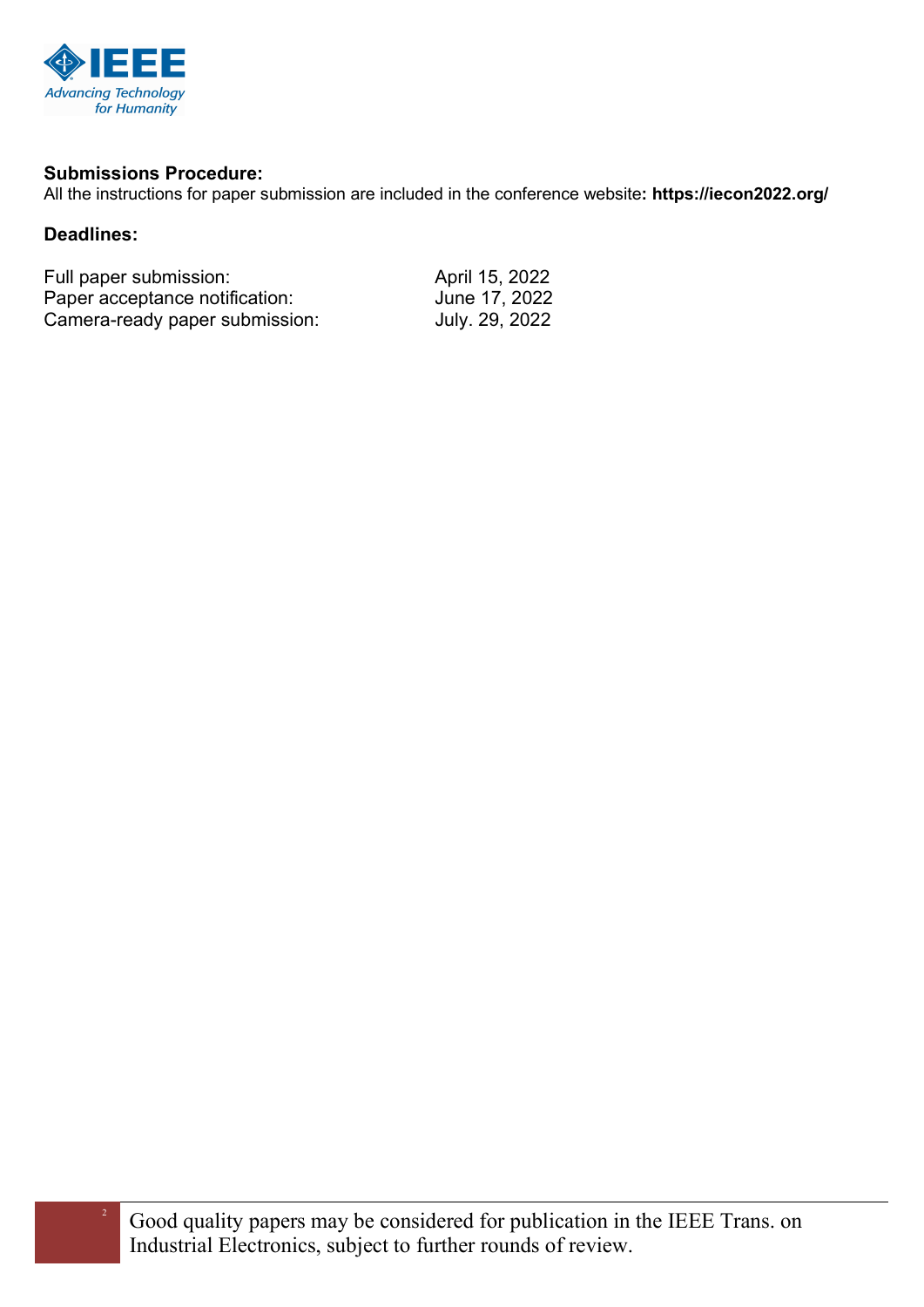**Submissions Procedure:**
All the instructions for paper submission are included in the conference website**: https://iecon2022.org/**

**Deadlines:**

| | |
|---|---|
| Full paper submission: | April 15, 2022 |
| Paper acceptance notification: | June 17, 2022 |
| Camera-ready paper submission: | July. 29, 2022 |

Good quality papers may be considered for publication in the IEEE Trans. on Industrial Electronics, subject to further rounds of review.